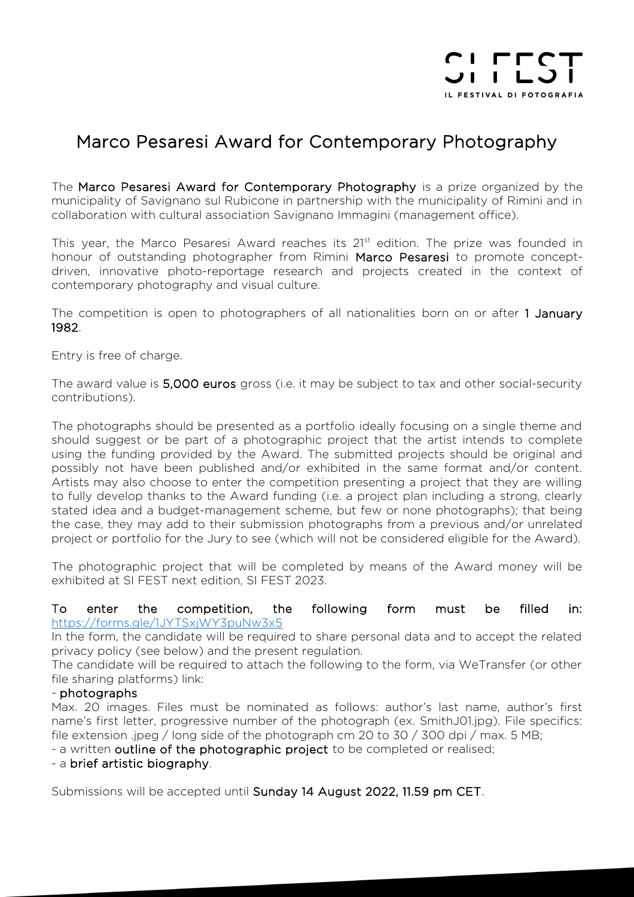SI FEST
IL FESTIVAL DI FOTOGRAFIA

# Marco Pesaresi Award for Contemporary Photography

The **Marco Pesaresi Award for Contemporary Photography** is a prize organized by the municipality of Savignano sul Rubicone in partnership with the municipality of Rimini and in collaboration with cultural association Savignano Immagini (management office).

This year, the Marco Pesaresi Award reaches its 21st edition. The prize was founded in honour of outstanding photographer from Rimini **Marco Pesaresi** to promote concept-driven, innovative photo-reportage research and projects created in the context of contemporary photography and visual culture.

The competition is open to photographers of all nationalities born on or after **1 January 1982**.

Entry is free of charge.

The award value is **5,000 euros** gross (i.e. it may be subject to tax and other social-security contributions).

The photographs should be presented as a portfolio ideally focusing on a single theme and should suggest or be part of a photographic project that the artist intends to complete using the funding provided by the Award. The submitted projects should be original and possibly not have been published and/or exhibited in the same format and/or content. Artists may also choose to enter the competition presenting a project that they are willing to fully develop thanks to the Award funding (i.e. a project plan including a strong, clearly stated idea and a budget-management scheme, but few or none photographs); that being the case, they may add to their submission photographs from a previous and/or unrelated project or portfolio for the Jury to see (which will not be considered eligible for the Award).

The photographic project that will be completed by means of the Award money will be exhibited at SI FEST next edition, SI FEST 2023.

**To enter the competition, the following form must be filled in:** https://forms.gle/1JYTSxjWY3puNw3x5

In the form, the candidate will be required to share personal data and to accept the related privacy policy (see below) and the present regulation.

The candidate will be required to attach the following to the form, via WeTransfer (or other file sharing platforms) link:

- **photographs**

Max. 20 images. Files must be nominated as follows: author's last name, author's first name's first letter, progressive number of the photograph (ex. SmithJ01.jpg). File specifics: file extension .jpeg / long side of the photograph cm 20 to 30 / 300 dpi / max. 5 MB;

- a written **outline of the photographic project** to be completed or realised;
- a **brief artistic biography**.

Submissions will be accepted until **Sunday 14 August 2022, 11.59 pm CET**.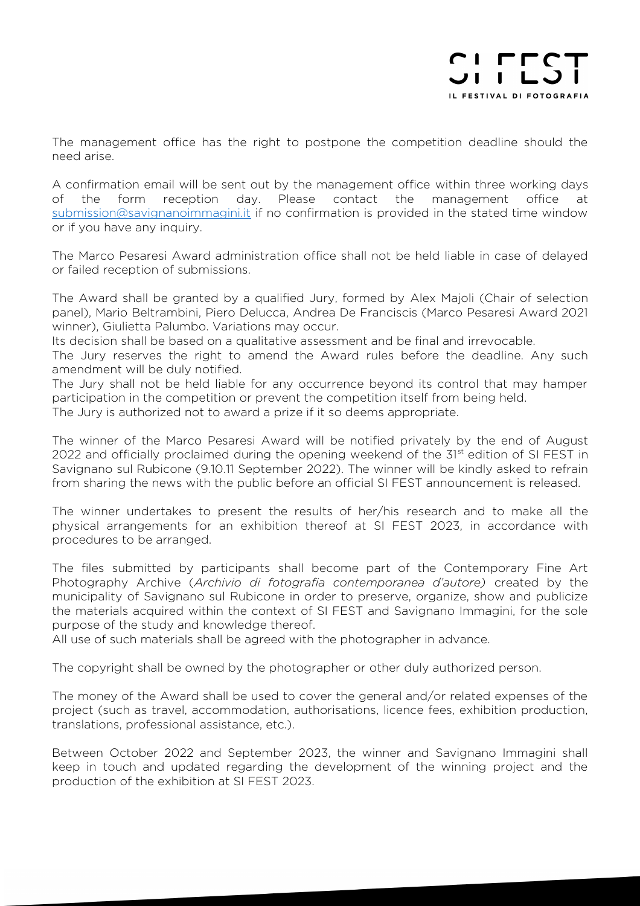The management office has the right to postpone the competition deadline should the need arise.

A confirmation email will be sent out by the management office within three working days of the form reception day. Please contact the management office at submission@savignanoimmagini.it if no confirmation is provided in the stated time window or if you have any inquiry.

The Marco Pesaresi Award administration office shall not be held liable in case of delayed or failed reception of submissions.

The Award shall be granted by a qualified Jury, formed by Alex Majoli (Chair of selection panel), Mario Beltrambini, Piero Delucca, Andrea De Franciscis (Marco Pesaresi Award 2021 winner), Giulietta Palumbo. Variations may occur.
Its decision shall be based on a qualitative assessment and be final and irrevocable.
The Jury reserves the right to amend the Award rules before the deadline. Any such amendment will be duly notified.
The Jury shall not be held liable for any occurrence beyond its control that may hamper participation in the competition or prevent the competition itself from being held.
The Jury is authorized not to award a prize if it so deems appropriate.

The winner of the Marco Pesaresi Award will be notified privately by the end of August 2022 and officially proclaimed during the opening weekend of the 31st edition of SI FEST in Savignano sul Rubicone (9.10.11 September 2022). The winner will be kindly asked to refrain from sharing the news with the public before an official SI FEST announcement is released.

The winner undertakes to present the results of her/his research and to make all the physical arrangements for an exhibition thereof at SI FEST 2023, in accordance with procedures to be arranged.

The files submitted by participants shall become part of the Contemporary Fine Art Photography Archive (*Archivio di fotografia contemporanea d'autore)* created by the municipality of Savignano sul Rubicone in order to preserve, organize, show and publicize the materials acquired within the context of SI FEST and Savignano Immagini, for the sole purpose of the study and knowledge thereof.
All use of such materials shall be agreed with the photographer in advance.

The copyright shall be owned by the photographer or other duly authorized person.

The money of the Award shall be used to cover the general and/or related expenses of the project (such as travel, accommodation, authorisations, licence fees, exhibition production, translations, professional assistance, etc.).

Between October 2022 and September 2023, the winner and Savignano Immagini shall keep in touch and updated regarding the development of the winning project and the production of the exhibition at SI FEST 2023.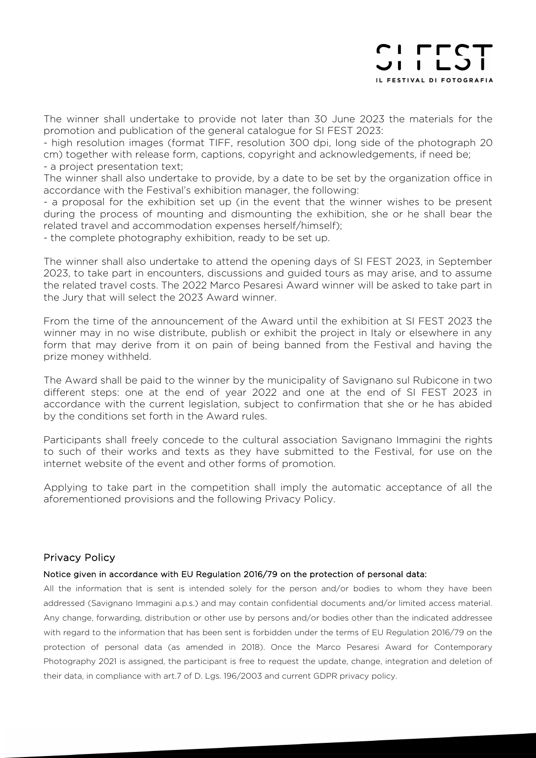The winner shall undertake to provide not later than 30 June 2023 the materials for the promotion and publication of the general catalogue for SI FEST 2023:

- high resolution images (format TIFF, resolution 300 dpi, long side of the photograph 20 cm) together with release form, captions, copyright and acknowledgements, if need be;
- a project presentation text;

The winner shall also undertake to provide, by a date to be set by the organization office in accordance with the Festival's exhibition manager, the following:

- a proposal for the exhibition set up (in the event that the winner wishes to be present during the process of mounting and dismounting the exhibition, she or he shall bear the related travel and accommodation expenses herself/himself);
- the complete photography exhibition, ready to be set up.

The winner shall also undertake to attend the opening days of SI FEST 2023, in September 2023, to take part in encounters, discussions and guided tours as may arise, and to assume the related travel costs. The 2022 Marco Pesaresi Award winner will be asked to take part in the Jury that will select the 2023 Award winner.

From the time of the announcement of the Award until the exhibition at SI FEST 2023 the winner may in no wise distribute, publish or exhibit the project in Italy or elsewhere in any form that may derive from it on pain of being banned from the Festival and having the prize money withheld.

The Award shall be paid to the winner by the municipality of Savignano sul Rubicone in two different steps: one at the end of year 2022 and one at the end of SI FEST 2023 in accordance with the current legislation, subject to confirmation that she or he has abided by the conditions set forth in the Award rules.

Participants shall freely concede to the cultural association Savignano Immagini the rights to such of their works and texts as they have submitted to the Festival, for use on the internet website of the event and other forms of promotion.

Applying to take part in the competition shall imply the automatic acceptance of all the aforementioned provisions and the following Privacy Policy.

## Privacy Policy

**Notice given in accordance with EU Regulation 2016/79 on the protection of personal data:**

All the information that is sent is intended solely for the person and/or bodies to whom they have been addressed (Savignano Immagini a.p.s.) and may contain confidential documents and/or limited access material. Any change, forwarding, distribution or other use by persons and/or bodies other than the indicated addressee with regard to the information that has been sent is forbidden under the terms of EU Regulation 2016/79 on the protection of personal data (as amended in 2018). Once the Marco Pesaresi Award for Contemporary Photography 2021 is assigned, the participant is free to request the update, change, integration and deletion of their data, in compliance with art.7 of D. Lgs. 196/2003 and current GDPR privacy policy.